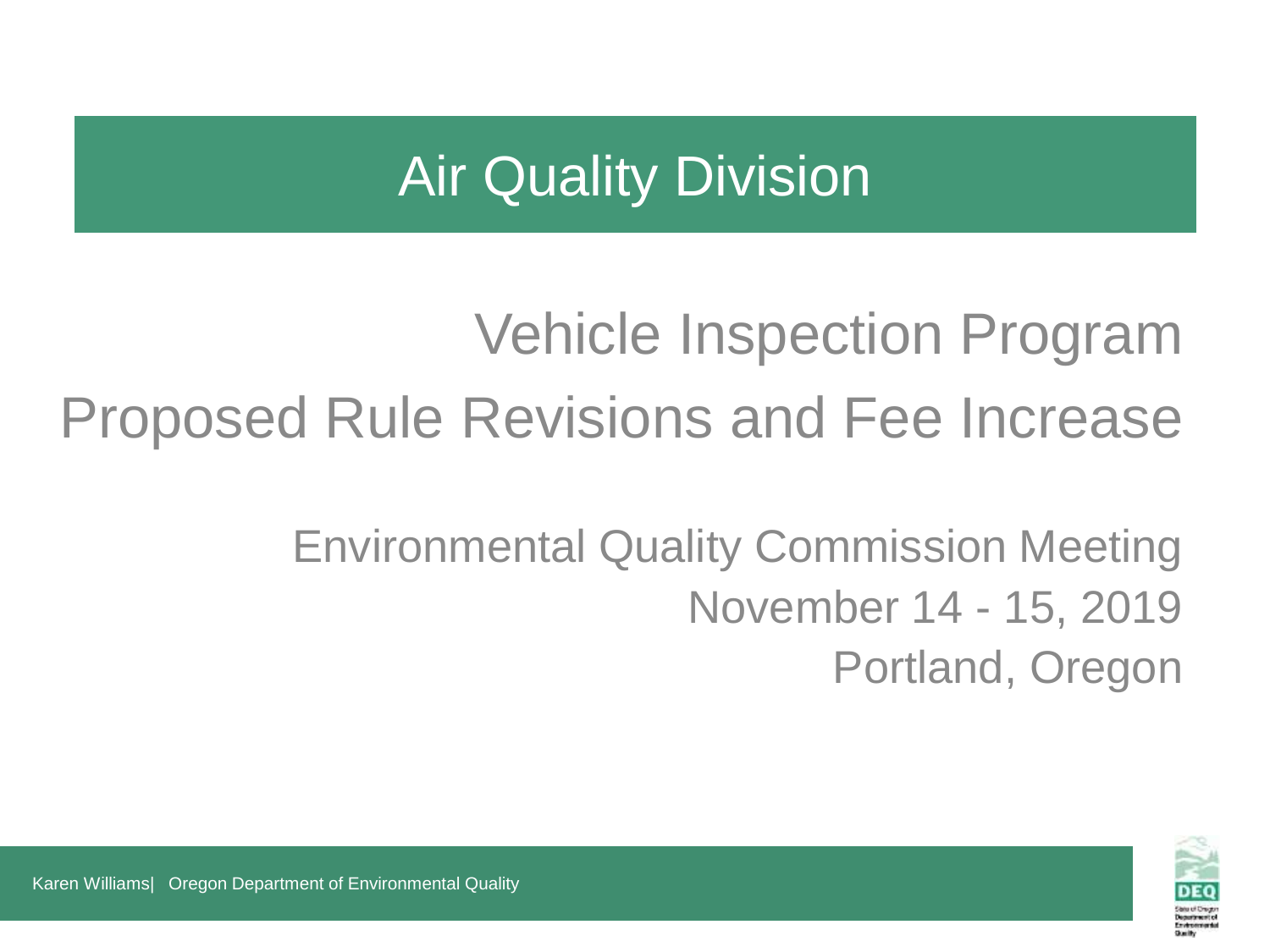# Air Quality Division

## Vehicle Inspection Program
## Proposed Rule Revisions and Fee Increase

Environmental Quality Commission Meeting
November 14 - 15, 2019
Portland, Oregon

Karen Williams| Oregon Department of Environmental Quality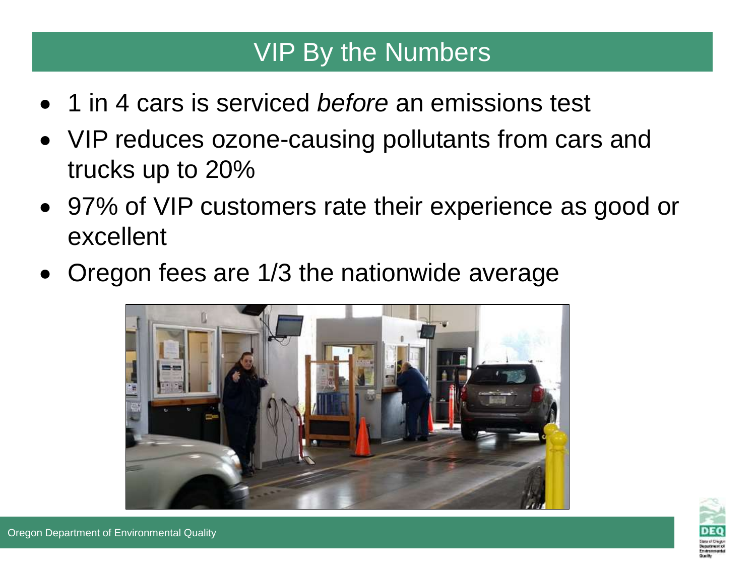# VIP By the Numbers

- 1 in 4 cars is serviced *before* an emissions test
- VIP reduces ozone-causing pollutants from cars and trucks up to 20%
- 97% of VIP customers rate their experience as good or excellent
- Oregon fees are 1/3 the nationwide average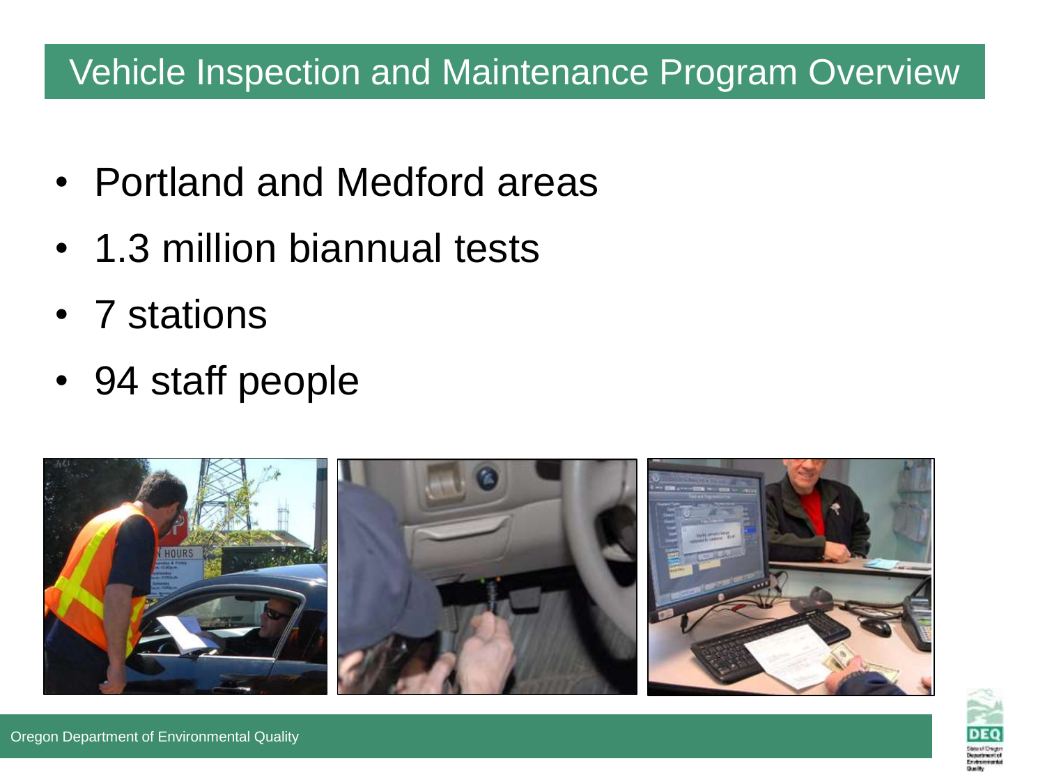# Vehicle Inspection and Maintenance Program Overview

- Portland and Medford areas
- 1.3 million biannual tests
- 7 stations
- 94 staff people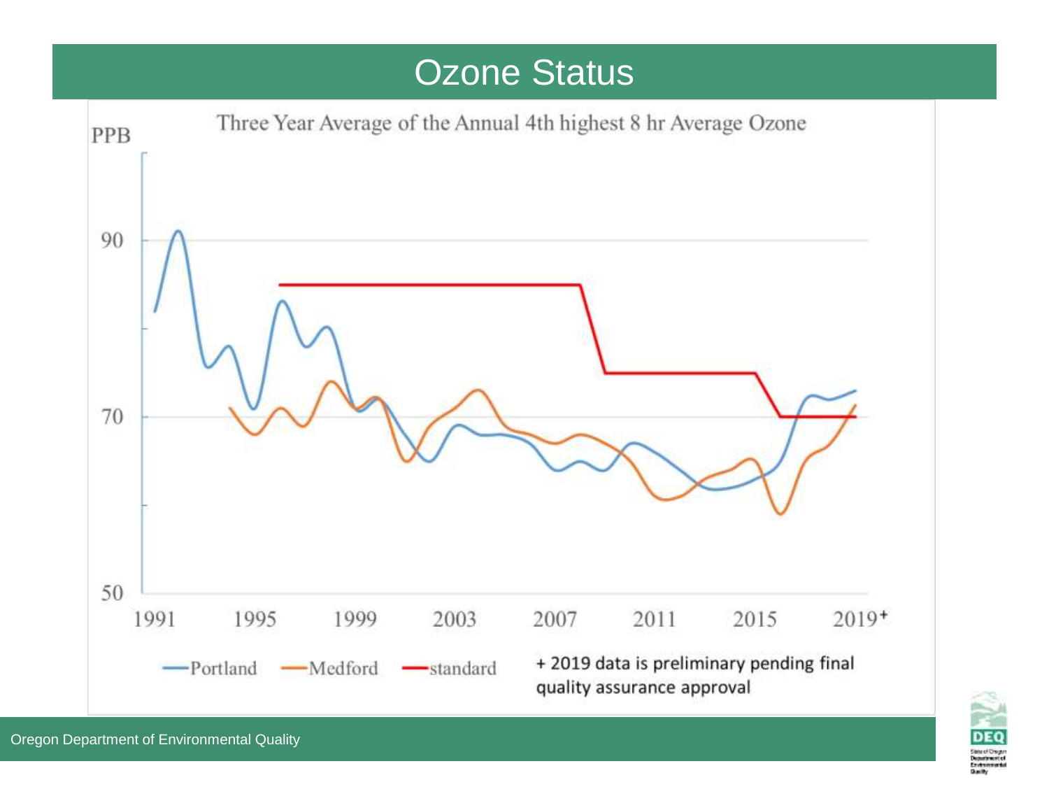# Ozone Status

Three Year Average of the Annual 4th highest 8 hr Average Ozone

PPB

90

70

50

1991 1995 1999 2003 2007 2011 2015 2019+

—Portland —Medford —standard

+ 2019 data is preliminary pending final quality assurance approval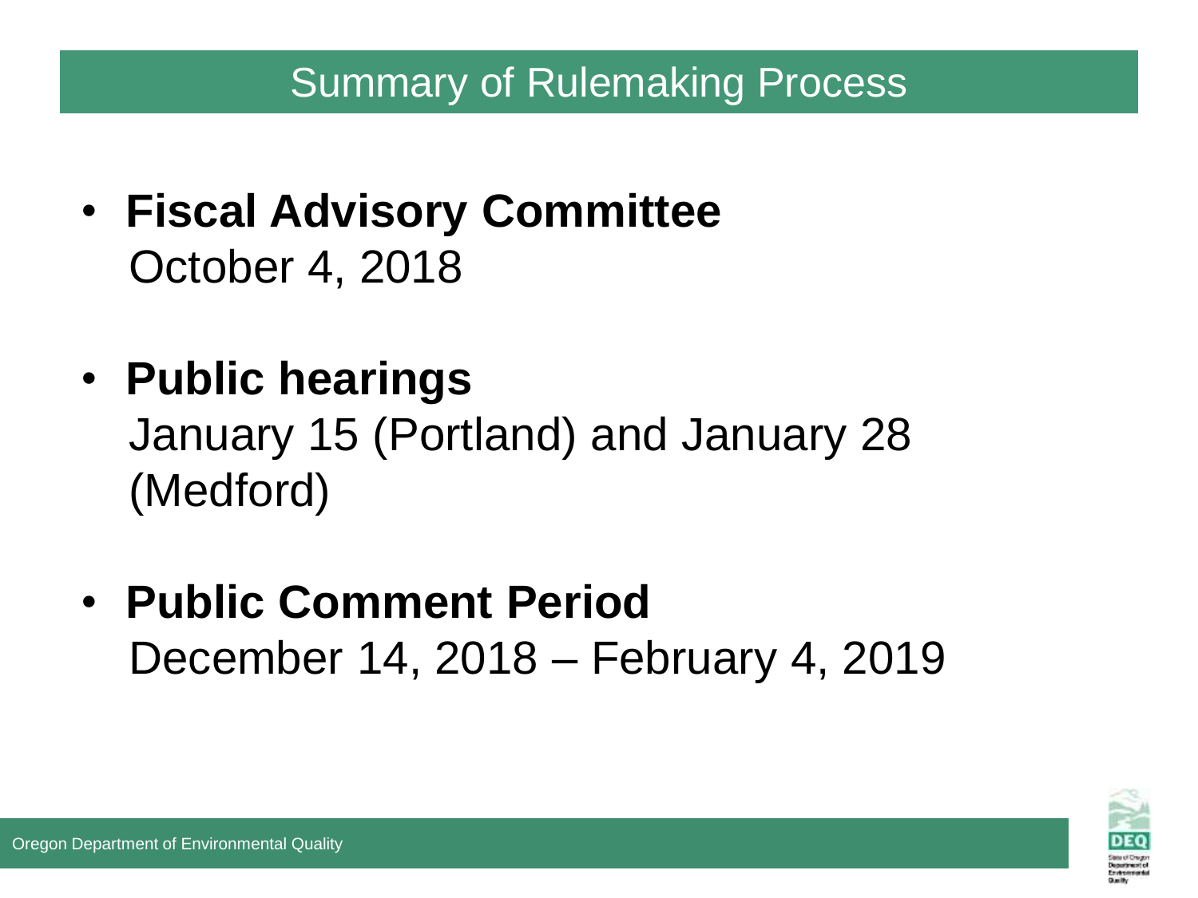# Summary of Rulemaking Process

- **Fiscal Advisory Committee**
  October 4, 2018

- **Public hearings**
  January 15 (Portland) and January 28 (Medford)

- **Public Comment Period**
  December 14, 2018 – February 4, 2019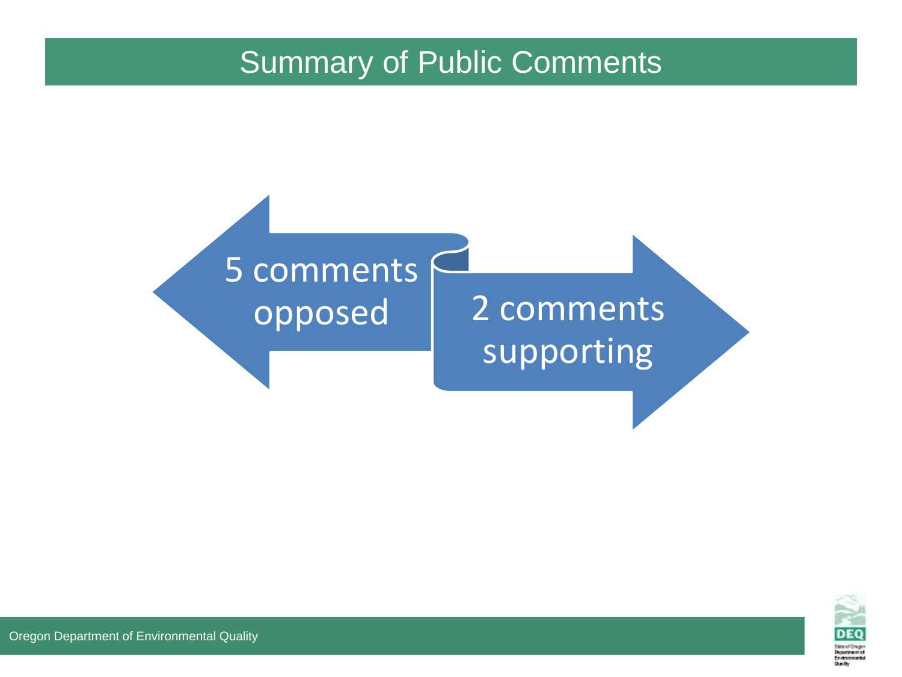# Summary of Public Comments

5 comments opposed

2 comments supporting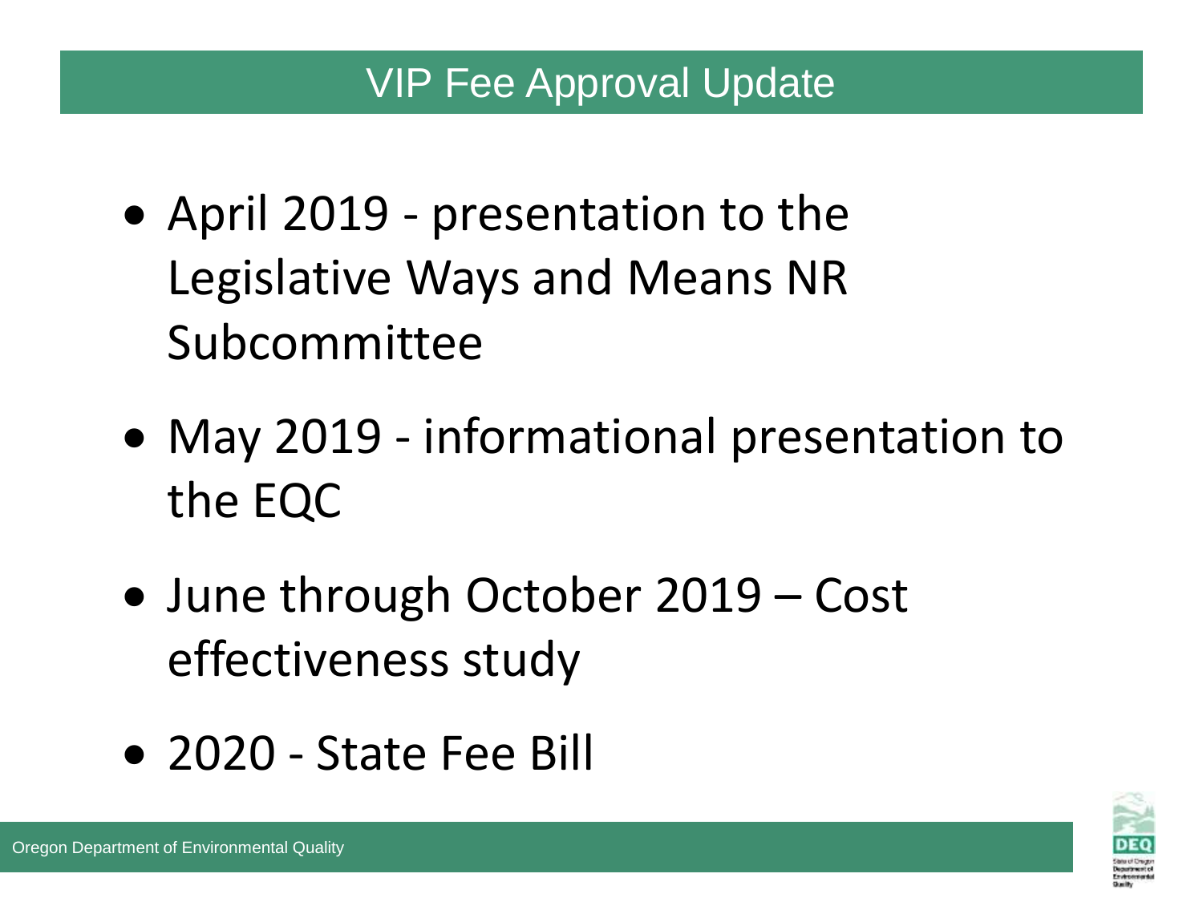## VIP Fee Approval Update

- April 2019 - presentation to the Legislative Ways and Means NR Subcommittee
- May 2019 - informational presentation to the EQC
- June through October 2019 – Cost effectiveness study
- 2020 - State Fee Bill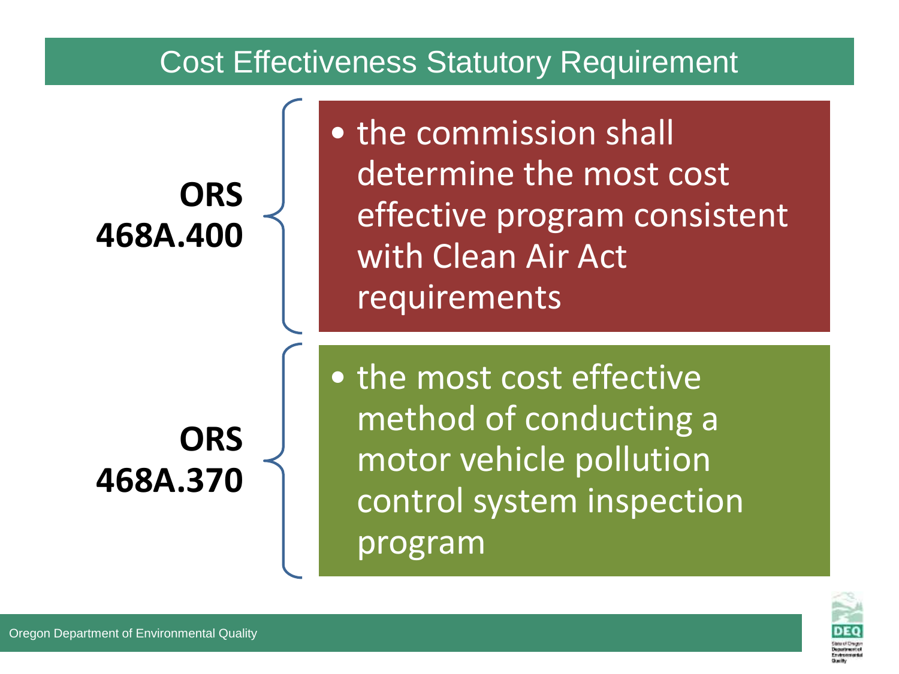# Cost Effectiveness Statutory Requirement

**ORS 468A.400**

- the commission shall determine the most cost effective program consistent with Clean Air Act requirements

**ORS 468A.370**

- the most cost effective method of conducting a motor vehicle pollution control system inspection program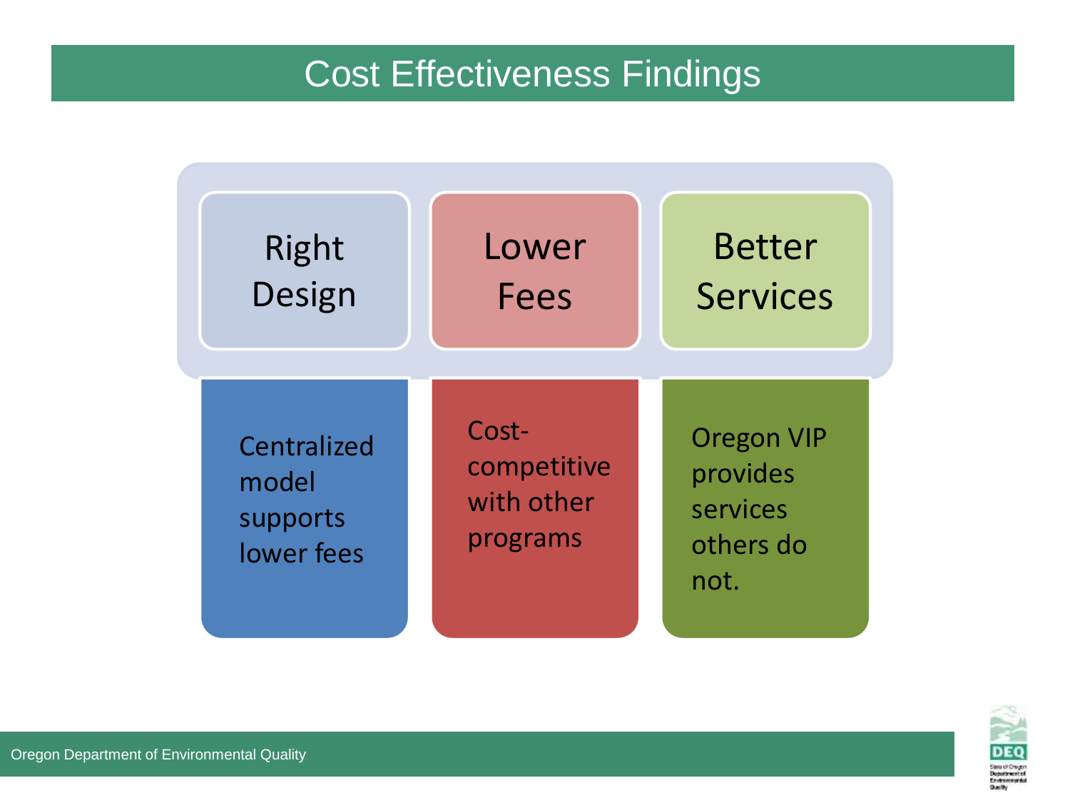# Cost Effectiveness Findings

| Right Design | Lower Fees | Better Services |
| --- | --- | --- |
| Centralized model supports lower fees | Cost-competitive with other programs | Oregon VIP provides services others do not. |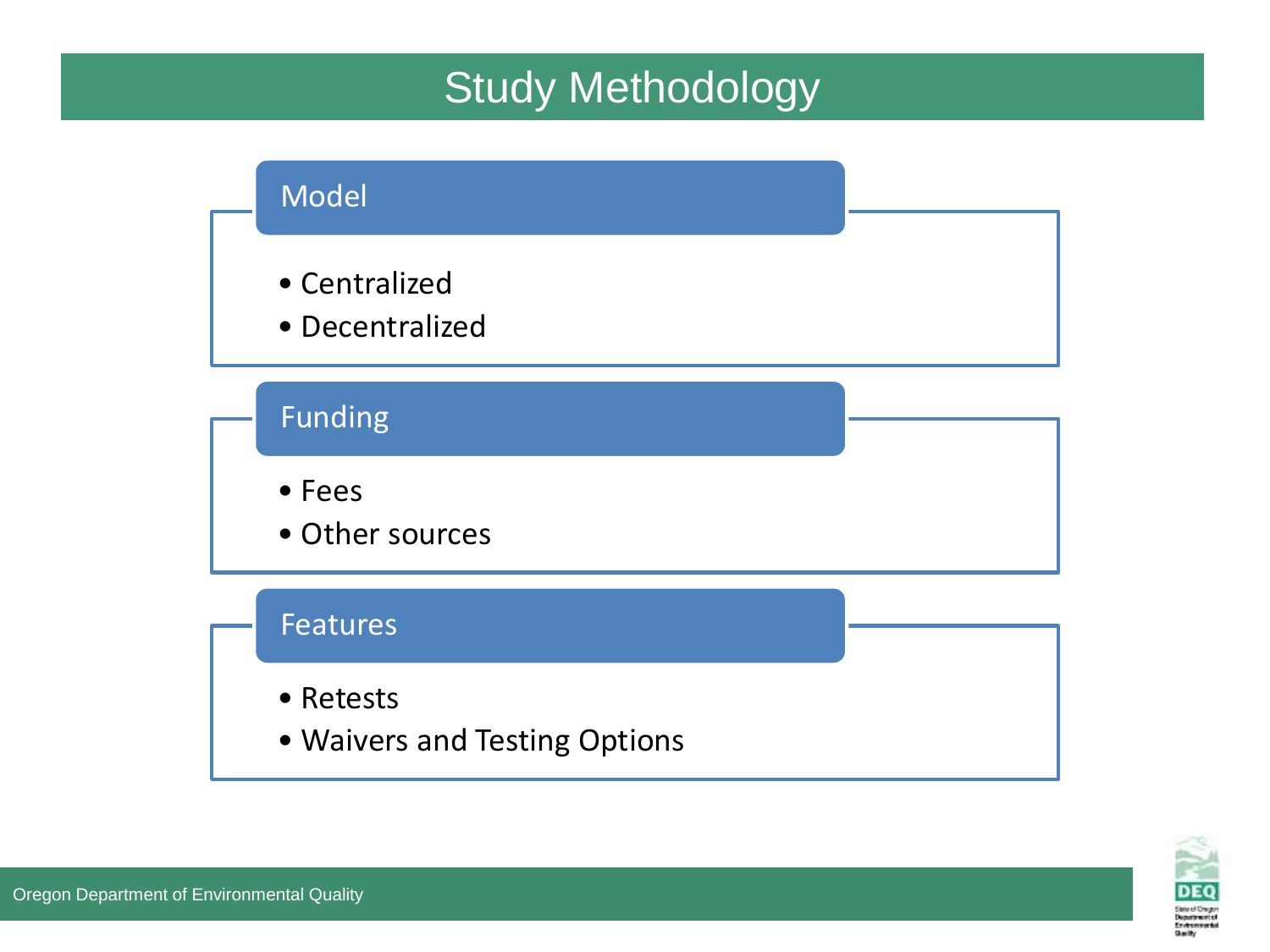# Study Methodology

## Model

- Centralized
- Decentralized

## Funding

- Fees
- Other sources

## Features

- Retests
- Waivers and Testing Options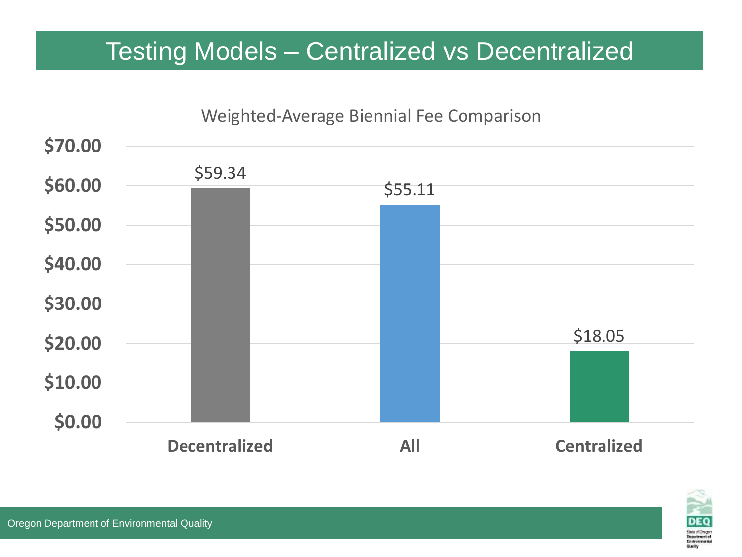# Testing Models – Centralized vs Decentralized

Weighted-Average Biennial Fee Comparison

| Testing Model | Weighted-Average Biennial Fee |
|---|---|
| Decentralized | $59.34 |
| All | $55.11 |
| Centralized | $18.05 |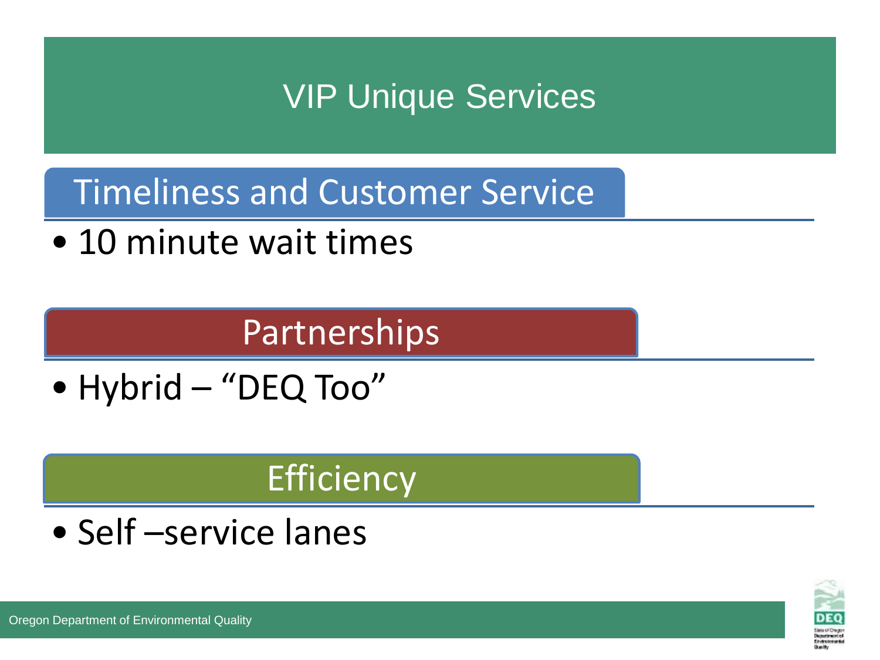# VIP Unique Services

## Timeliness and Customer Service

- 10 minute wait times

## Partnerships

- Hybrid – “DEQ Too”

## Efficiency

- Self –service lanes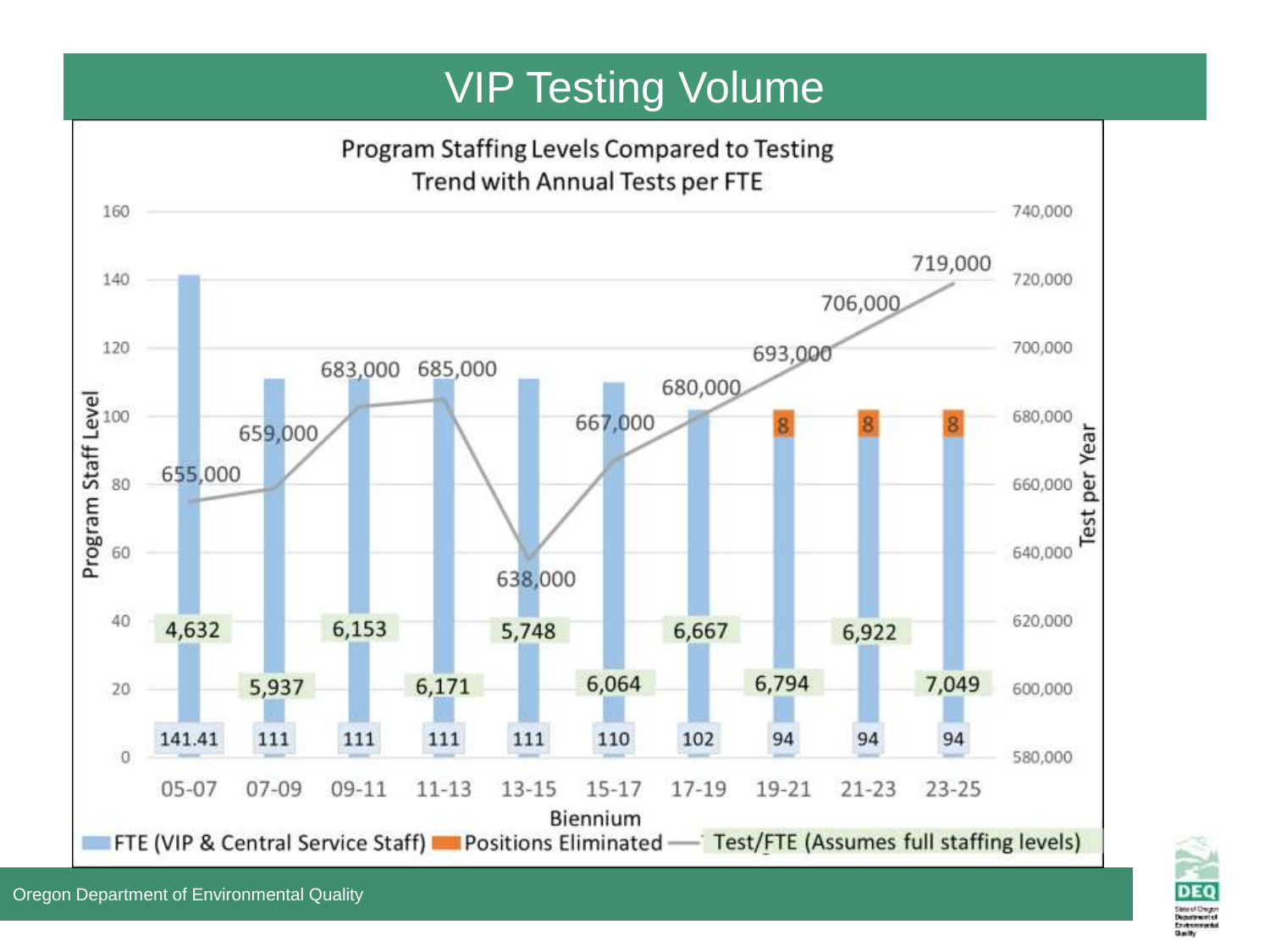# VIP Testing Volume

## Program Staffing Levels Compared to Testing Trend with Annual Tests per FTE

| Biennium | FTE (VIP & Central Service Staff) | Positions Eliminated | Test per Year | Test/FTE (Assumes full staffing levels) |
|---|---|---|---|---|
| 05-07 | 141.41 | | 655,000 | 4,632 |
| 07-09 | 111 | | 659,000 | 5,937 |
| 09-11 | 111 | | 683,000 | 6,153 |
| 11-13 | 111 | | 685,000 | 6,171 |
| 13-15 | 111 | | 638,000 | 5,748 |
| 15-17 | 110 | | 667,000 | 6,064 |
| 17-19 | 102 | | 680,000 | 6,667 |
| 19-21 | 94 | 8 | 693,000 | 6,794 |
| 21-23 | 94 | 8 | 706,000 | 6,922 |
| 23-25 | 94 | 8 | 719,000 | 7,049 |

Oregon Department of Environmental Quality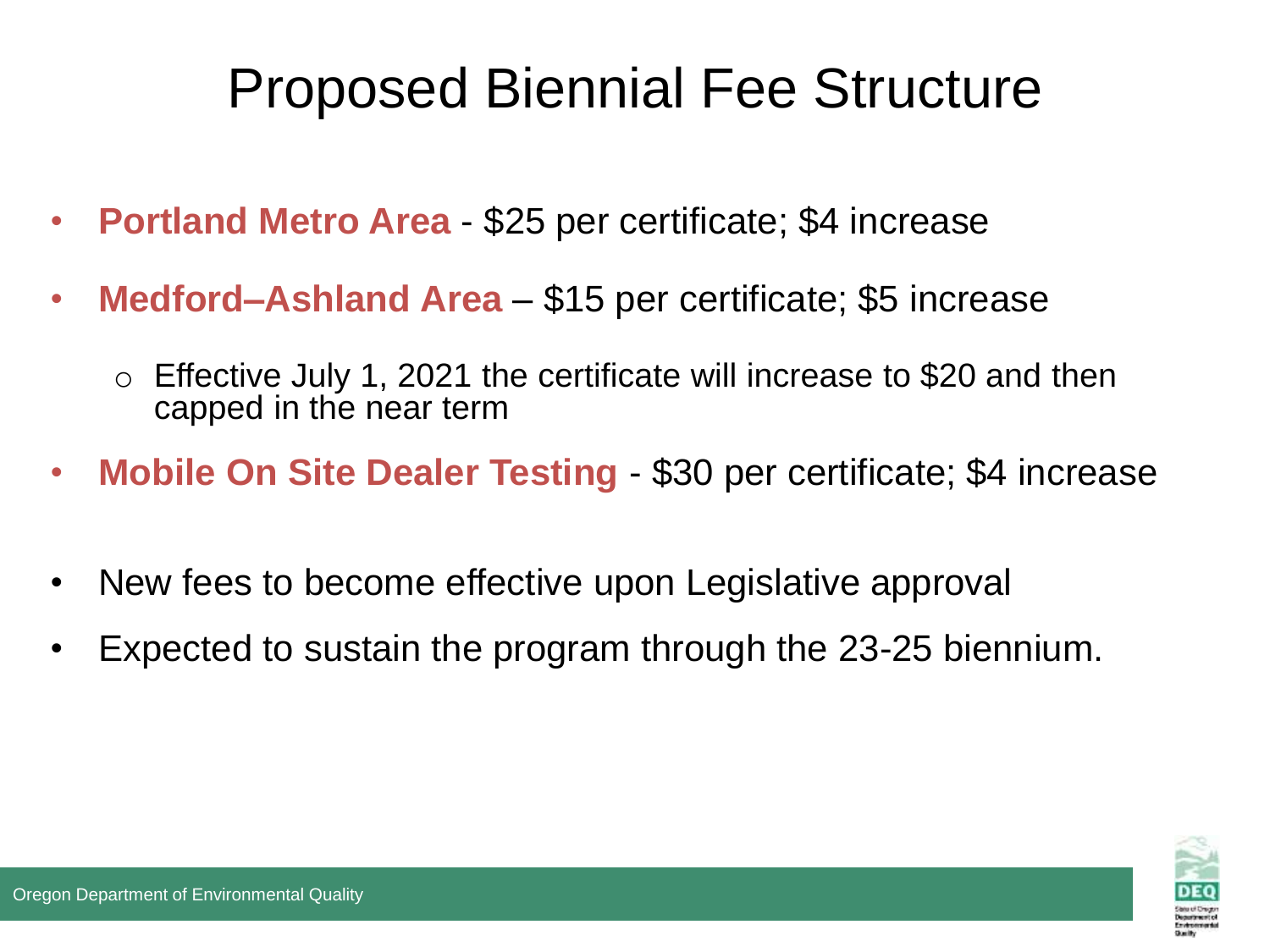# Proposed Biennial Fee Structure

- **Portland Metro Area** - \$25 per certificate; \$4 increase
- **Medford–Ashland Area** – \$15 per certificate; \$5 increase
  - Effective July 1, 2021 the certificate will increase to \$20 and then capped in the near term
- **Mobile On Site Dealer Testing** - \$30 per certificate; \$4 increase

- New fees to become effective upon Legislative approval
- Expected to sustain the program through the 23-25 biennium.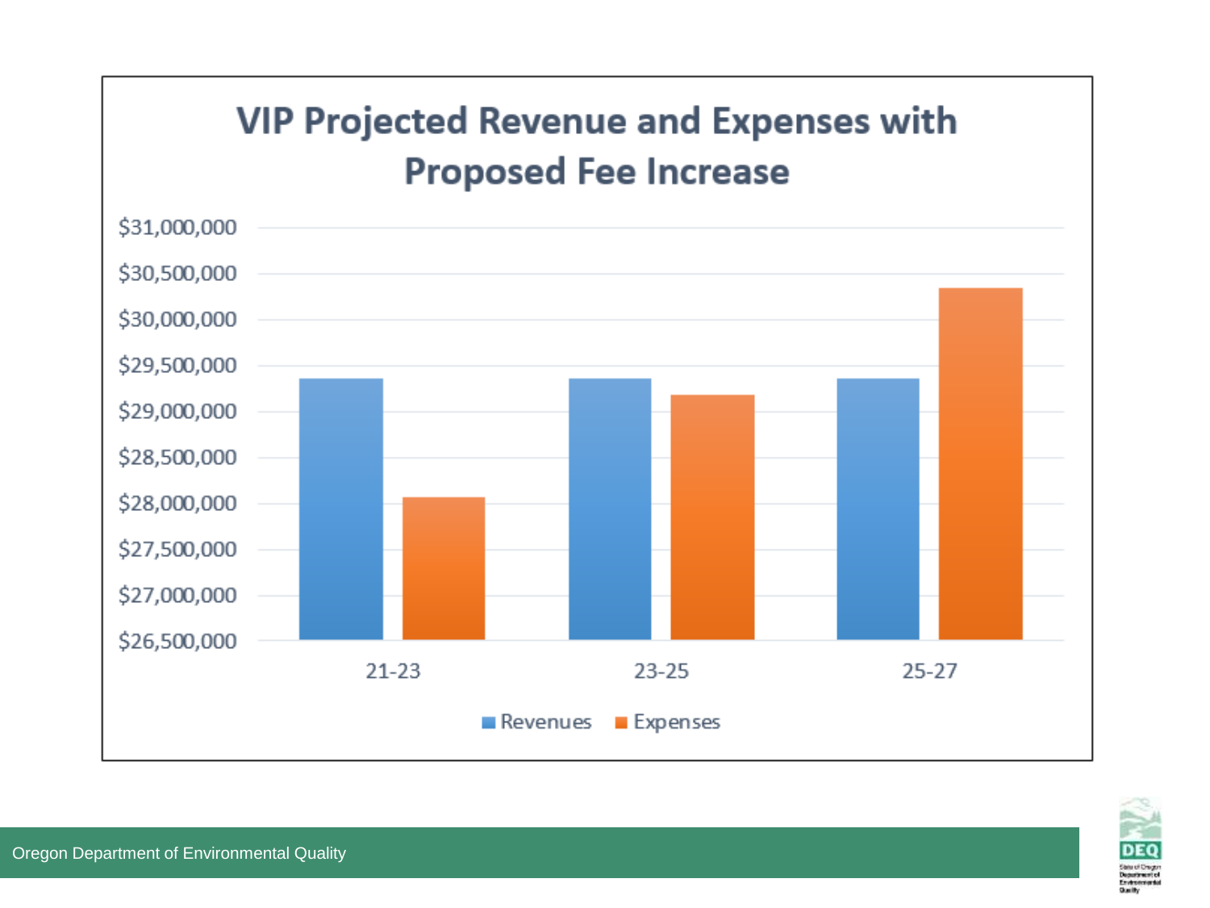## VIP Projected Revenue and Expenses with Proposed Fee Increase

$31,000,000
$30,500,000
$30,000,000
$29,500,000
$29,000,000
$28,500,000
$28,000,000
$27,500,000
$27,000,000
$26,500,000

21-23 23-25 25-27

Revenues Expenses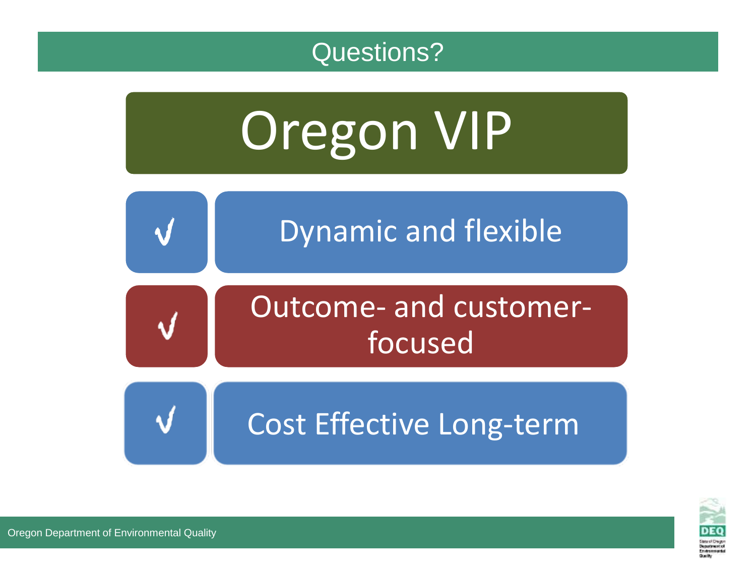# Questions?

## Oregon VIP

- √ Dynamic and flexible
- √ Outcome- and customer-focused
- √ Cost Effective Long-term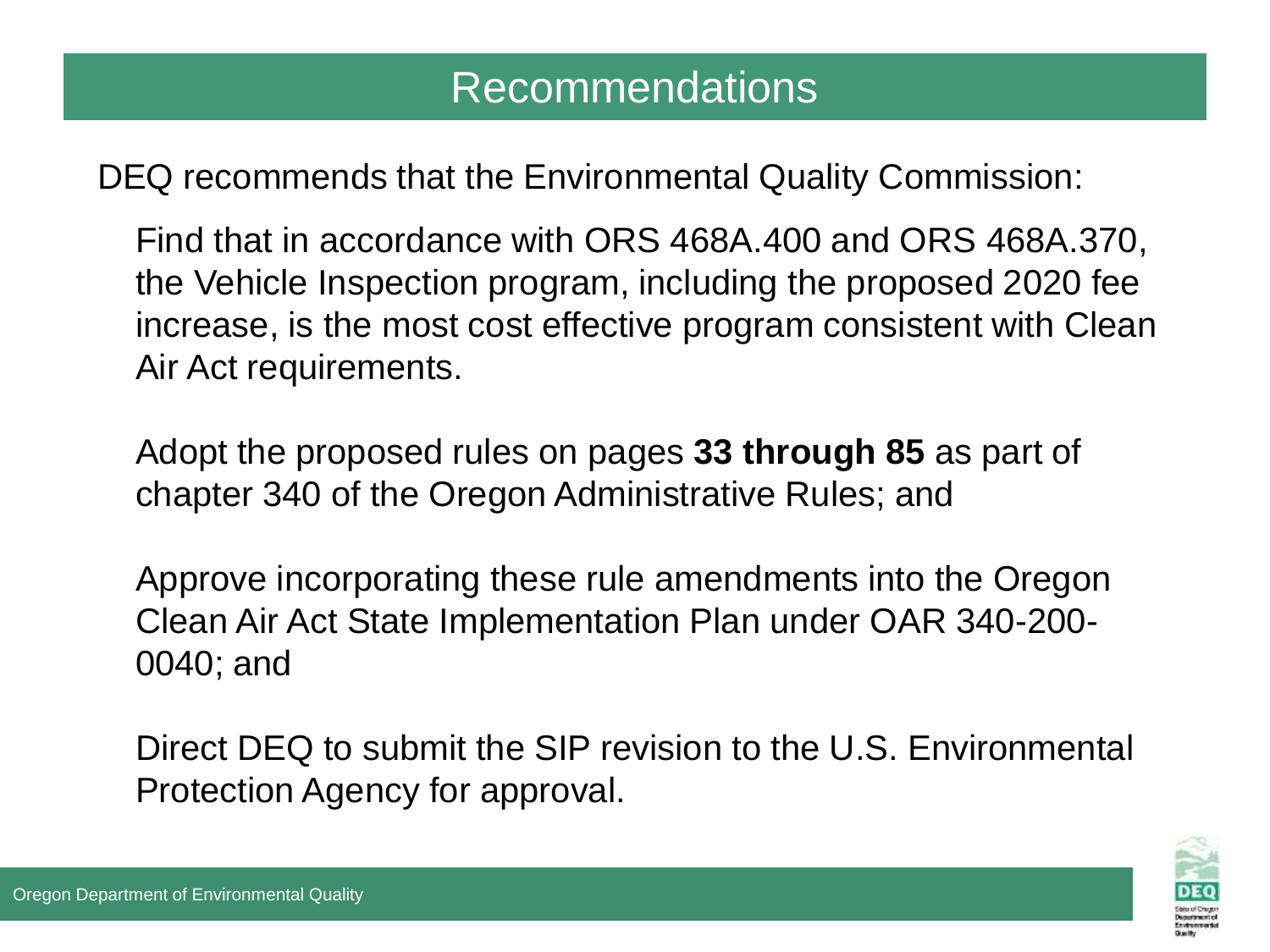# Recommendations

DEQ recommends that the Environmental Quality Commission:

Find that in accordance with ORS 468A.400 and ORS 468A.370, the Vehicle Inspection program, including the proposed 2020 fee increase, is the most cost effective program consistent with Clean Air Act requirements.

Adopt the proposed rules on pages **33 through 85** as part of chapter 340 of the Oregon Administrative Rules; and

Approve incorporating these rule amendments into the Oregon Clean Air Act State Implementation Plan under OAR 340-200-0040; and

Direct DEQ to submit the SIP revision to the U.S. Environmental Protection Agency for approval.